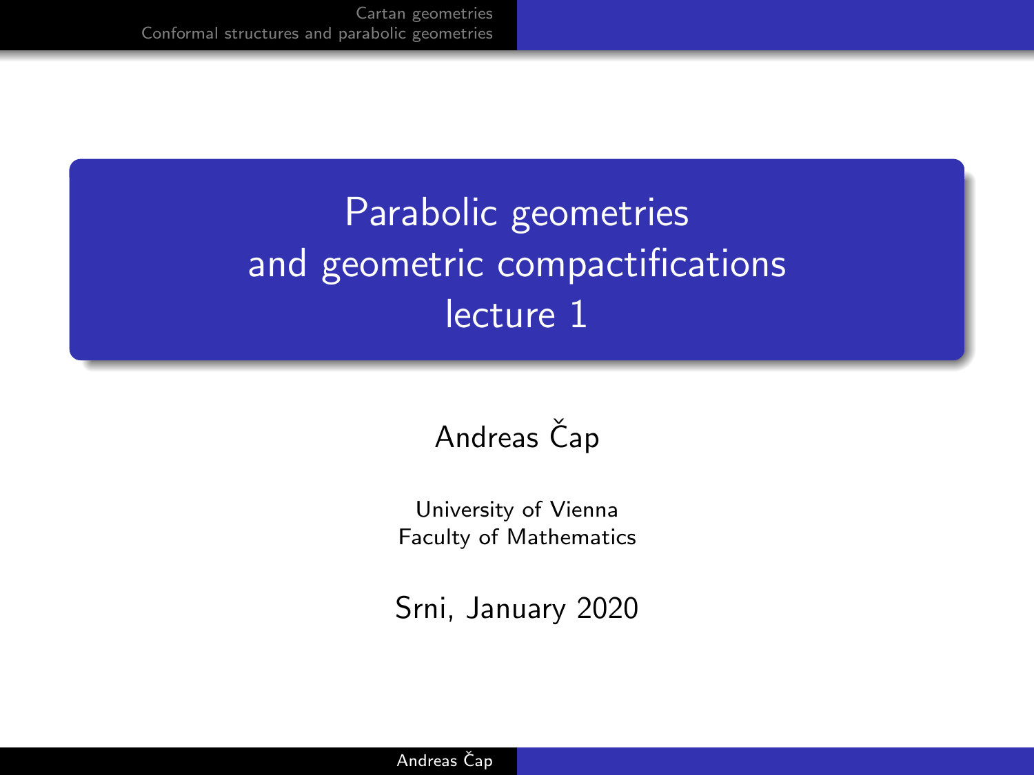# Parabolic geometries and geometric compactifications lecture 1

Andreas Čap

University of Vienna
Faculty of Mathematics

Srni, January 2020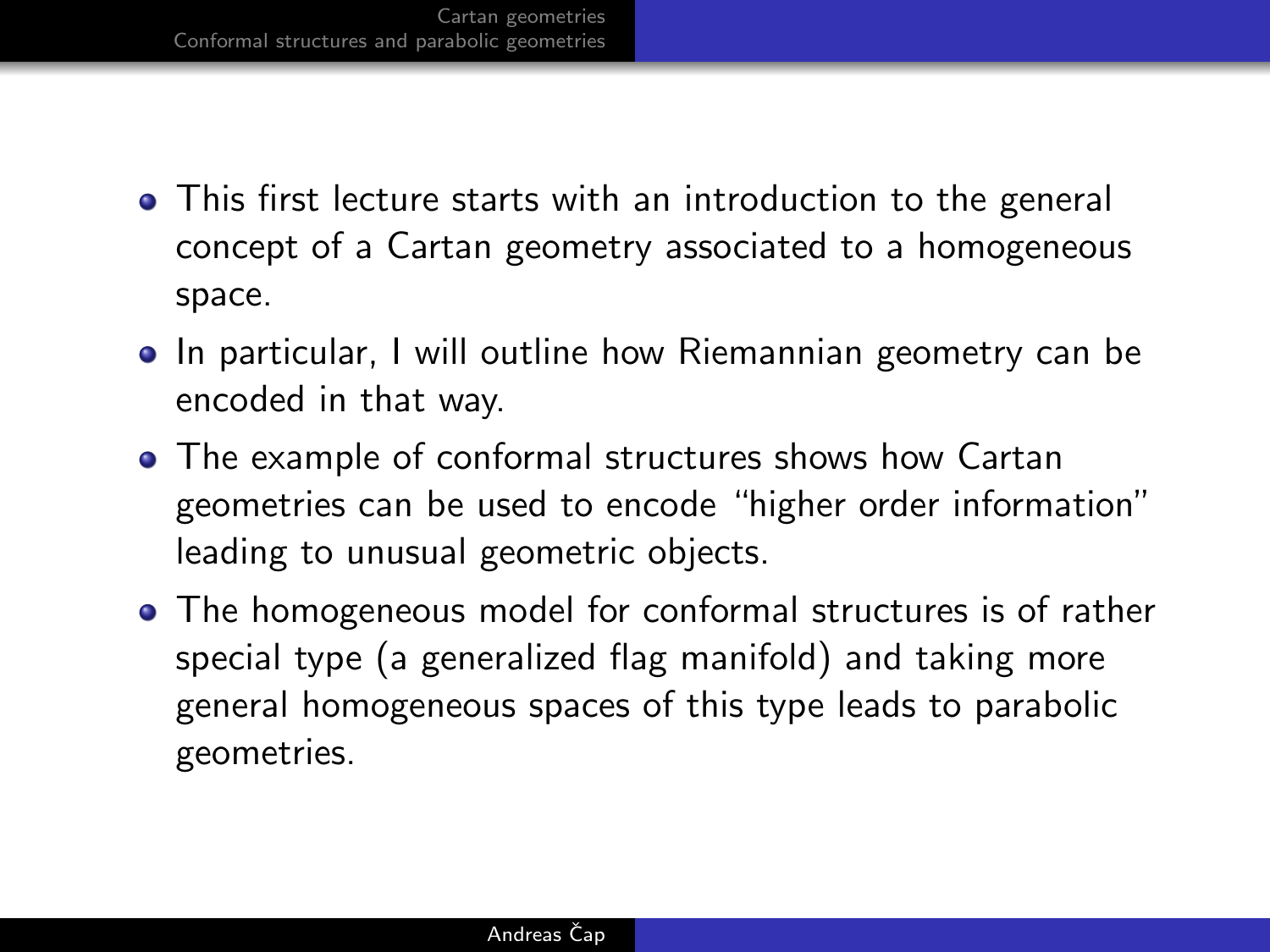- This first lecture starts with an introduction to the general concept of a Cartan geometry associated to a homogeneous space.
- In particular, I will outline how Riemannian geometry can be encoded in that way.
- The example of conformal structures shows how Cartan geometries can be used to encode "higher order information" leading to unusual geometric objects.
- The homogeneous model for conformal structures is of rather special type (a generalized flag manifold) and taking more general homogeneous spaces of this type leads to parabolic geometries.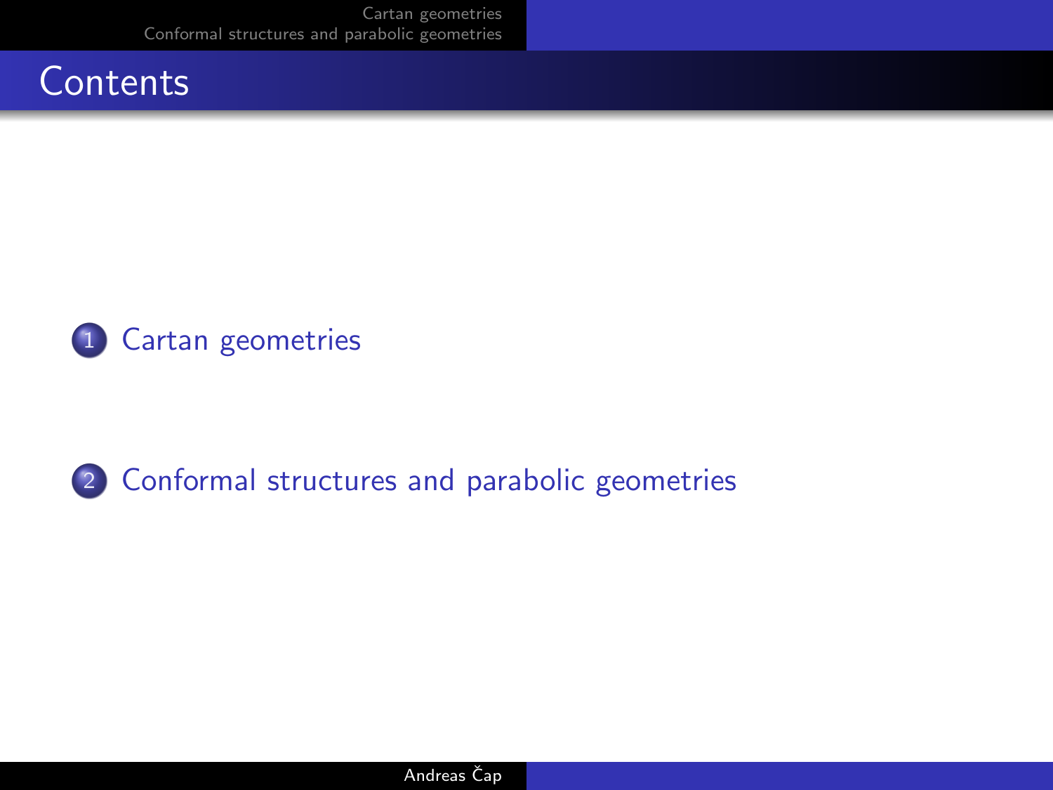# Contents

1. Cartan geometries

2. Conformal structures and parabolic geometries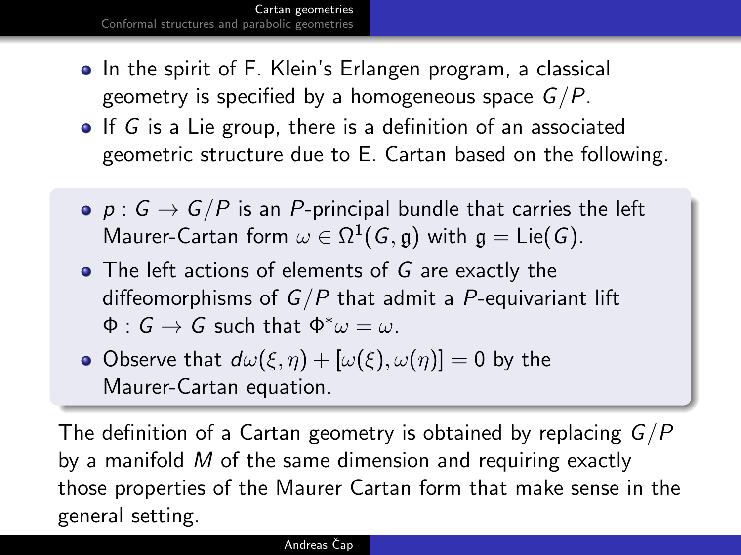- In the spirit of F. Klein's Erlangen program, a classical geometry is specified by a homogeneous space $G/P$.
- If $G$ is a Lie group, there is a definition of an associated geometric structure due to E. Cartan based on the following.

- $p : G \to G/P$ is an $P$-principal bundle that carries the left Maurer-Cartan form $\omega \in \Omega^1(G, \mathfrak{g})$ with $\mathfrak{g} = \text{Lie}(G)$.
- The left actions of elements of $G$ are exactly the diffeomorphisms of $G/P$ that admit a $P$-equivariant lift $\Phi : G \to G$ such that $\Phi^*\omega = \omega$.
- Observe that $d\omega(\xi, \eta) + [\omega(\xi), \omega(\eta)] = 0$ by the Maurer-Cartan equation.

The definition of a Cartan geometry is obtained by replacing $G/P$ by a manifold $M$ of the same dimension and requiring exactly those properties of the Maurer Cartan form that make sense in the general setting.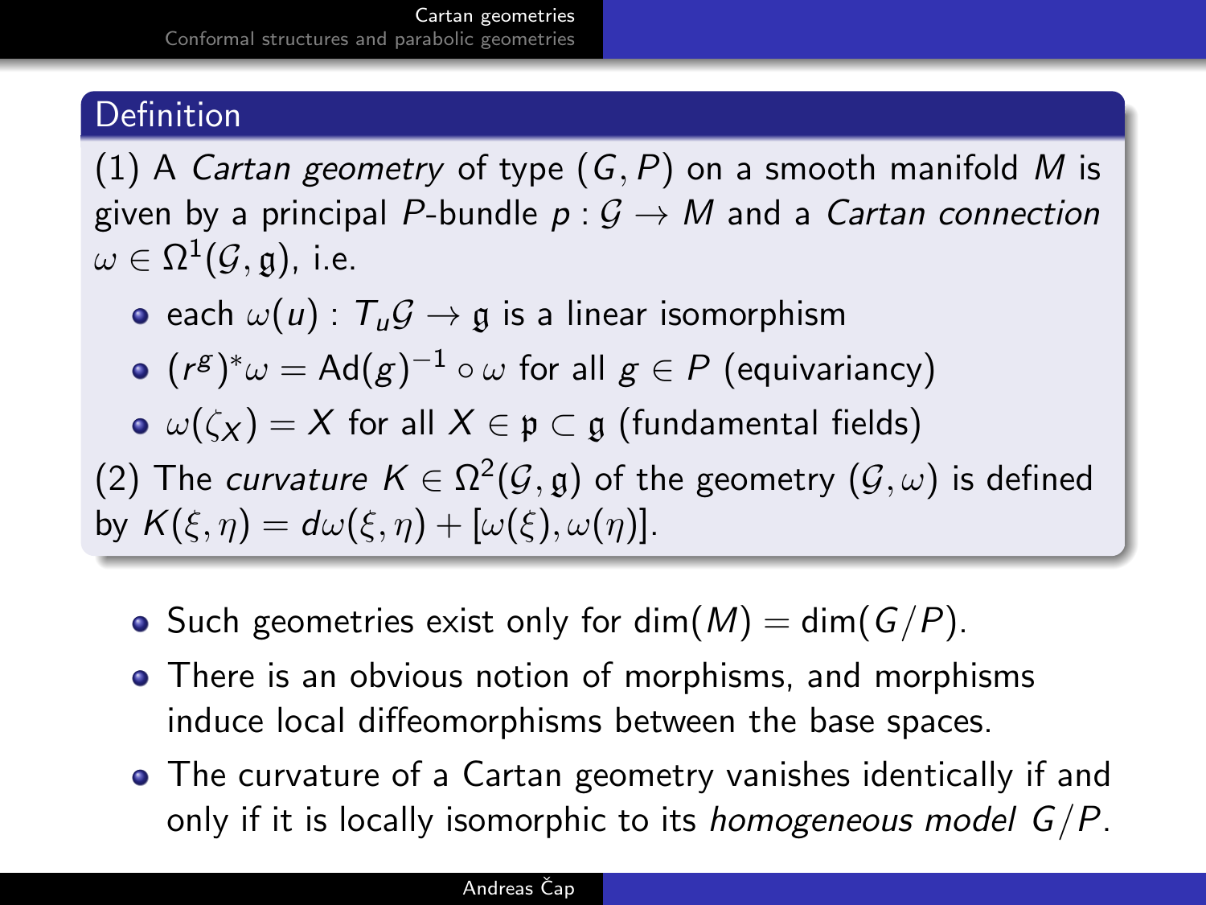### Definition

(1) A *Cartan geometry* of type $(G, P)$ on a smooth manifold $M$ is given by a principal $P$-bundle $p : \mathcal{G} \to M$ and a *Cartan connection* $\omega \in \Omega^1(\mathcal{G}, \mathfrak{g})$, i.e.

- each $\omega(u) : T_u\mathcal{G} \to \mathfrak{g}$ is a linear isomorphism
- $(r^g)^*\omega = \mathrm{Ad}(g)^{-1} \circ \omega$ for all $g \in P$ (equivariancy)
- $\omega(\zeta_X) = X$ for all $X \in \mathfrak{p} \subset \mathfrak{g}$ (fundamental fields)

(2) The *curvature* $K \in \Omega^2(\mathcal{G}, \mathfrak{g})$ of the geometry $(\mathcal{G}, \omega)$ is defined by $K(\xi, \eta) = d\omega(\xi, \eta) + [\omega(\xi), \omega(\eta)]$.

- Such geometries exist only for $\dim(M) = \dim(G/P)$.
- There is an obvious notion of morphisms, and morphisms induce local diffeomorphisms between the base spaces.
- The curvature of a Cartan geometry vanishes identically if and only if it is locally isomorphic to its *homogeneous model* $G/P$.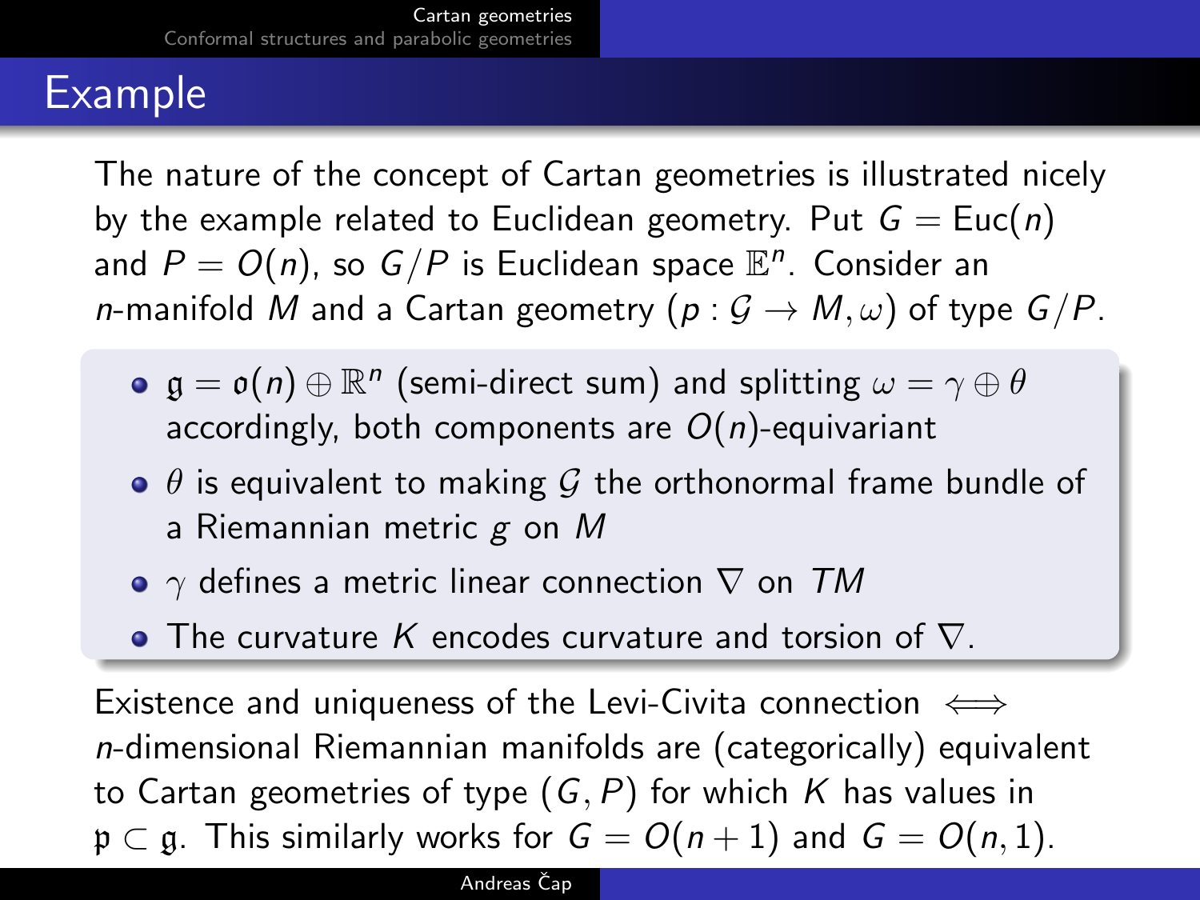# Example

The nature of the concept of Cartan geometries is illustrated nicely by the example related to Euclidean geometry. Put $G = \mathrm{Euc}(n)$ and $P = O(n)$, so $G/P$ is Euclidean space $\mathbb{E}^n$. Consider an $n$-manifold $M$ and a Cartan geometry $(p : \mathcal{G} \to M, \omega)$ of type $G/P$.

- $\mathfrak{g} = \mathfrak{o}(n) \oplus \mathbb{R}^n$ (semi-direct sum) and splitting $\omega = \gamma \oplus \theta$ accordingly, both components are $O(n)$-equivariant
- $\theta$ is equivalent to making $\mathcal{G}$ the orthonormal frame bundle of a Riemannian metric $g$ on $M$
- $\gamma$ defines a metric linear connection $\nabla$ on $TM$
- The curvature $K$ encodes curvature and torsion of $\nabla$.

Existence and uniqueness of the Levi-Civita connection $\iff$ $n$-dimensional Riemannian manifolds are (categorically) equivalent to Cartan geometries of type $(G, P)$ for which $K$ has values in $\mathfrak{p} \subset \mathfrak{g}$. This similarly works for $G = O(n+1)$ and $G = O(n,1)$.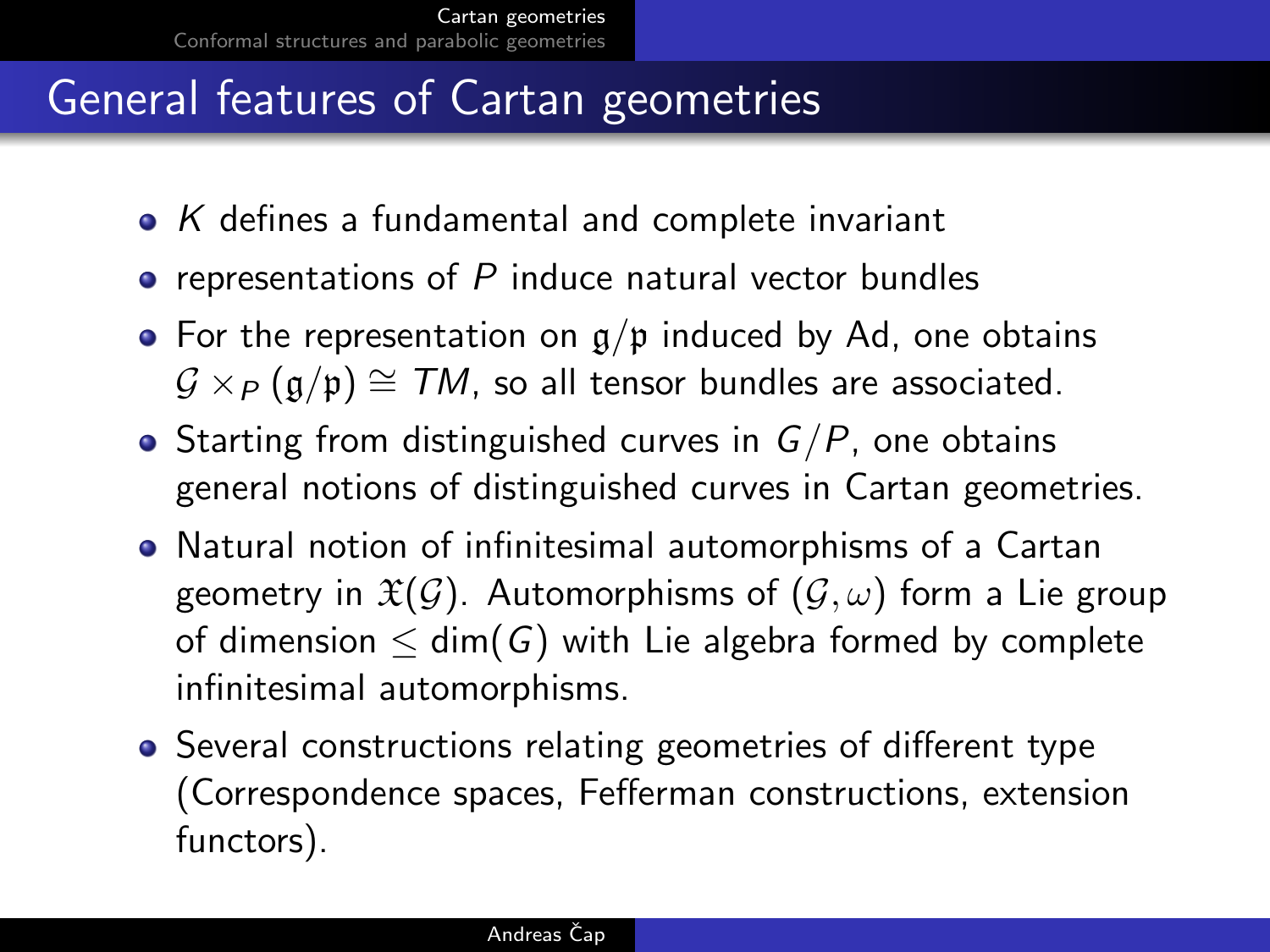# General features of Cartan geometries

- $K$ defines a fundamental and complete invariant
- representations of $P$ induce natural vector bundles
- For the representation on $\mathfrak{g}/\mathfrak{p}$ induced by Ad, one obtains $\mathcal{G} \times_P (\mathfrak{g}/\mathfrak{p}) \cong TM$, so all tensor bundles are associated.
- Starting from distinguished curves in $G/P$, one obtains general notions of distinguished curves in Cartan geometries.
- Natural notion of infinitesimal automorphisms of a Cartan geometry in $\mathfrak{X}(\mathcal{G})$. Automorphisms of $(\mathcal{G}, \omega)$ form a Lie group of dimension $\leq \dim(G)$ with Lie algebra formed by complete infinitesimal automorphisms.
- Several constructions relating geometries of different type (Correspondence spaces, Fefferman constructions, extension functors).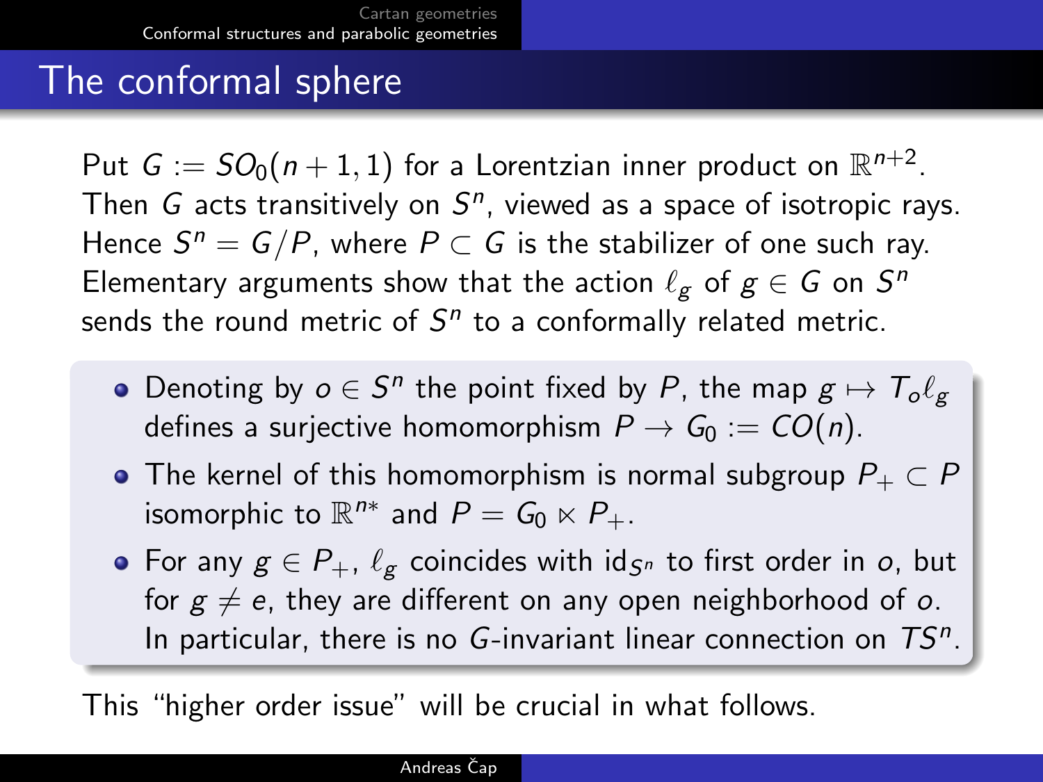# The conformal sphere

Put $G := SO_0(n+1,1)$ for a Lorentzian inner product on $\mathbb{R}^{n+2}$. Then $G$ acts transitively on $S^n$, viewed as a space of isotropic rays. Hence $S^n = G/P$, where $P \subset G$ is the stabilizer of one such ray. Elementary arguments show that the action $\ell_g$ of $g \in G$ on $S^n$ sends the round metric of $S^n$ to a conformally related metric.

- Denoting by $o \in S^n$ the point fixed by $P$, the map $g \mapsto T_o\ell_g$ defines a surjective homomorphism $P \to G_0 := CO(n)$.
- The kernel of this homomorphism is normal subgroup $P_+ \subset P$ isomorphic to $\mathbb{R}^{n*}$ and $P = G_0 \ltimes P_+$.
- For any $g \in P_+$, $\ell_g$ coincides with $\mathrm{id}_{S^n}$ to first order in $o$, but for $g \neq e$, they are different on any open neighborhood of $o$. In particular, there is no $G$-invariant linear connection on $TS^n$.

This "higher order issue" will be crucial in what follows.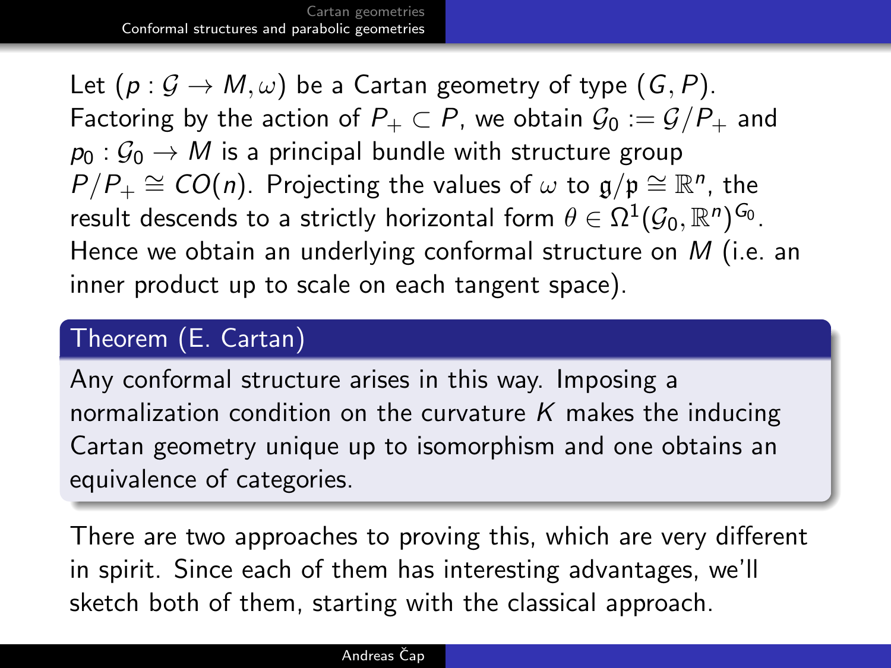Let $(p : \mathcal{G} \to M, \omega)$ be a Cartan geometry of type $(G, P)$. Factoring by the action of $P_+ \subset P$, we obtain $\mathcal{G}_0 := \mathcal{G}/P_+$ and $p_0 : \mathcal{G}_0 \to M$ is a principal bundle with structure group $P/P_+ \cong CO(n)$. Projecting the values of $\omega$ to $\mathfrak{g}/\mathfrak{p} \cong \mathbb{R}^n$, the result descends to a strictly horizontal form $\theta \in \Omega^1(\mathcal{G}_0, \mathbb{R}^n)^{G_0}$. Hence we obtain an underlying conformal structure on $M$ (i.e. an inner product up to scale on each tangent space).

**Theorem (E. Cartan)**

Any conformal structure arises in this way. Imposing a normalization condition on the curvature $K$ makes the inducing Cartan geometry unique up to isomorphism and one obtains an equivalence of categories.

There are two approaches to proving this, which are very different in spirit. Since each of them has interesting advantages, we'll sketch both of them, starting with the classical approach.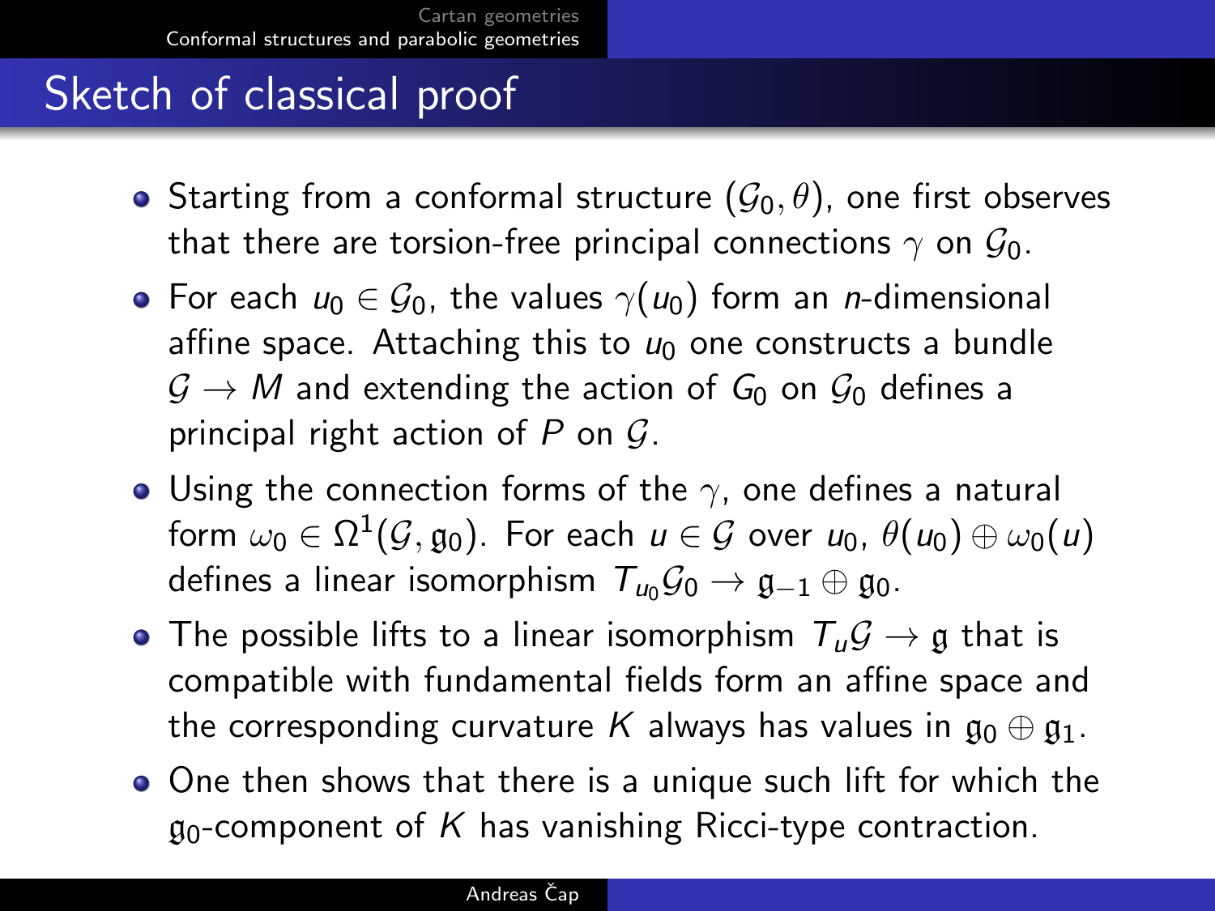# Sketch of classical proof

- Starting from a conformal structure $(\mathcal{G}_0, \theta)$, one first observes that there are torsion-free principal connections $\gamma$ on $\mathcal{G}_0$.
- For each $u_0 \in \mathcal{G}_0$, the values $\gamma(u_0)$ form an $n$-dimensional affine space. Attaching this to $u_0$ one constructs a bundle $\mathcal{G} \to M$ and extending the action of $G_0$ on $\mathcal{G}_0$ defines a principal right action of $P$ on $\mathcal{G}$.
- Using the connection forms of the $\gamma$, one defines a natural form $\omega_0 \in \Omega^1(\mathcal{G}, \mathfrak{g}_0)$. For each $u \in \mathcal{G}$ over $u_0$, $\theta(u_0) \oplus \omega_0(u)$ defines a linear isomorphism $T_{u_0}\mathcal{G}_0 \to \mathfrak{g}_{-1} \oplus \mathfrak{g}_0$.
- The possible lifts to a linear isomorphism $T_u\mathcal{G} \to \mathfrak{g}$ that is compatible with fundamental fields form an affine space and the corresponding curvature $K$ always has values in $\mathfrak{g}_0 \oplus \mathfrak{g}_1$.
- One then shows that there is a unique such lift for which the $\mathfrak{g}_0$-component of $K$ has vanishing Ricci-type contraction.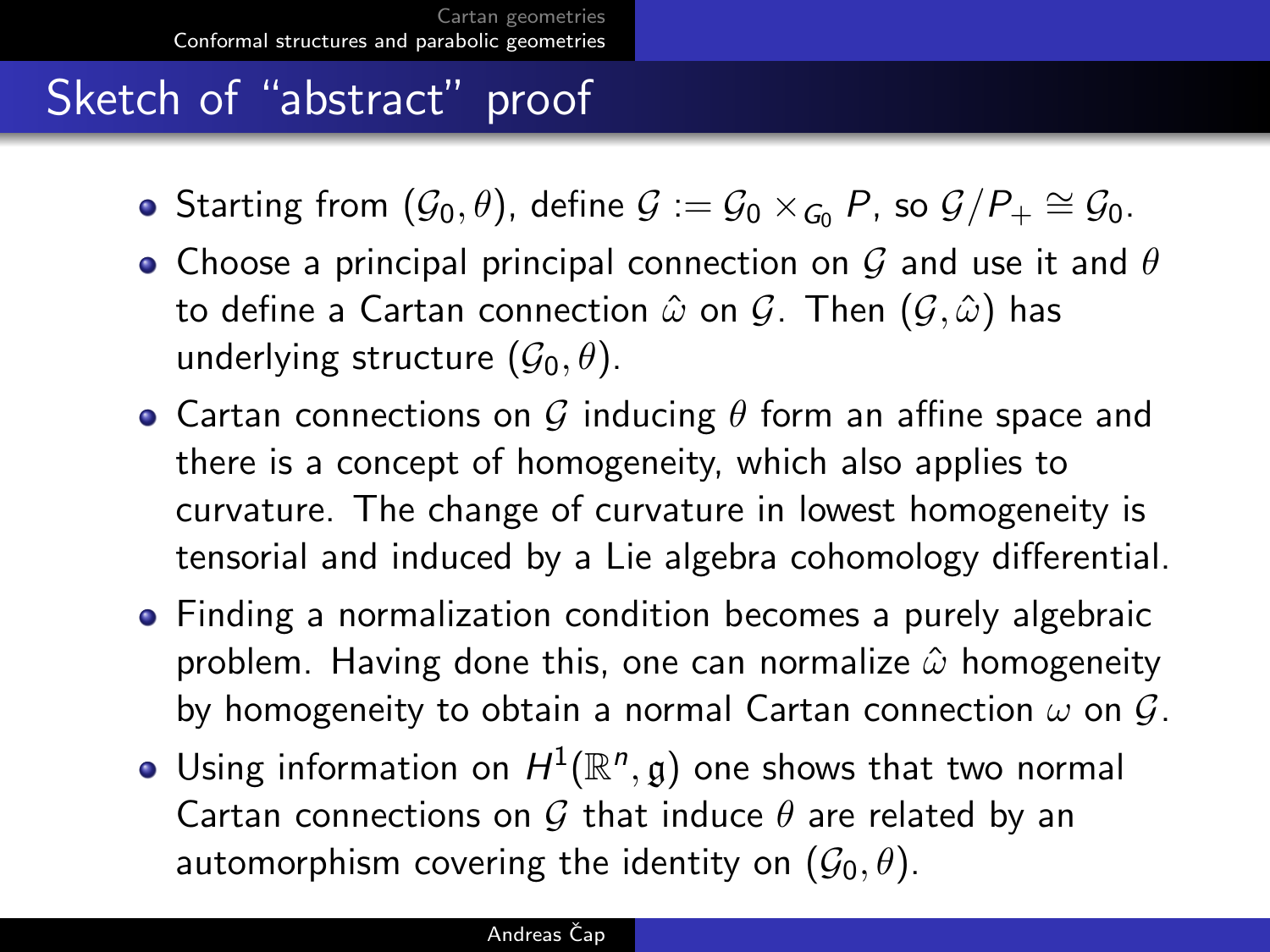# Sketch of "abstract" proof

- Starting from $(\mathcal{G}_0, \theta)$, define $\mathcal{G} := \mathcal{G}_0 \times_{G_0} P$, so $\mathcal{G}/P_+ \cong \mathcal{G}_0$.
- Choose a principal principal connection on $\mathcal{G}$ and use it and $\theta$ to define a Cartan connection $\hat{\omega}$ on $\mathcal{G}$. Then $(\mathcal{G}, \hat{\omega})$ has underlying structure $(\mathcal{G}_0, \theta)$.
- Cartan connections on $\mathcal{G}$ inducing $\theta$ form an affine space and there is a concept of homogeneity, which also applies to curvature. The change of curvature in lowest homogeneity is tensorial and induced by a Lie algebra cohomology differential.
- Finding a normalization condition becomes a purely algebraic problem. Having done this, one can normalize $\hat{\omega}$ homogeneity by homogeneity to obtain a normal Cartan connection $\omega$ on $\mathcal{G}$.
- Using information on $H^1(\mathbb{R}^n, \mathfrak{g})$ one shows that two normal Cartan connections on $\mathcal{G}$ that induce $\theta$ are related by an automorphism covering the identity on $(\mathcal{G}_0, \theta)$.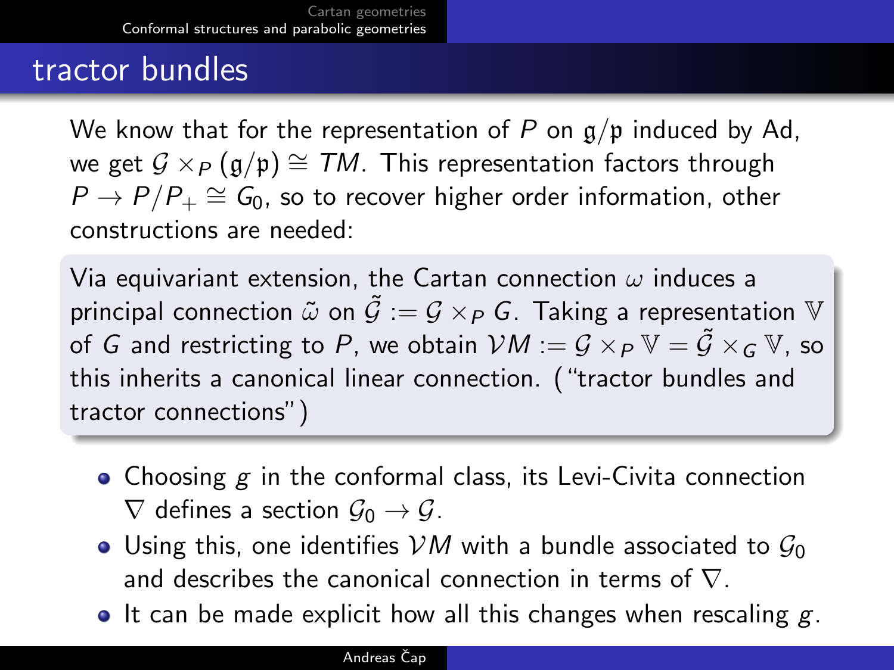## tractor bundles

We know that for the representation of $P$ on $\mathfrak{g}/\mathfrak{p}$ induced by Ad, we get $\mathcal{G} \times_P (\mathfrak{g}/\mathfrak{p}) \cong TM$. This representation factors through $P \to P/P_+ \cong G_0$, so to recover higher order information, other constructions are needed:

Via equivariant extension, the Cartan connection $\omega$ induces a principal connection $\tilde{\omega}$ on $\tilde{\mathcal{G}} := \mathcal{G} \times_P G$. Taking a representation $\mathbb{V}$ of $G$ and restricting to $P$, we obtain $\mathcal{V}M := \mathcal{G} \times_P \mathbb{V} = \tilde{\mathcal{G}} \times_G \mathbb{V}$, so this inherits a canonical linear connection. ("tractor bundles and tractor connections")

- Choosing $g$ in the conformal class, its Levi-Civita connection $\nabla$ defines a section $\mathcal{G}_0 \to \mathcal{G}$.
- Using this, one identifies $\mathcal{V}M$ with a bundle associated to $\mathcal{G}_0$ and describes the canonical connection in terms of $\nabla$.
- It can be made explicit how all this changes when rescaling $g$.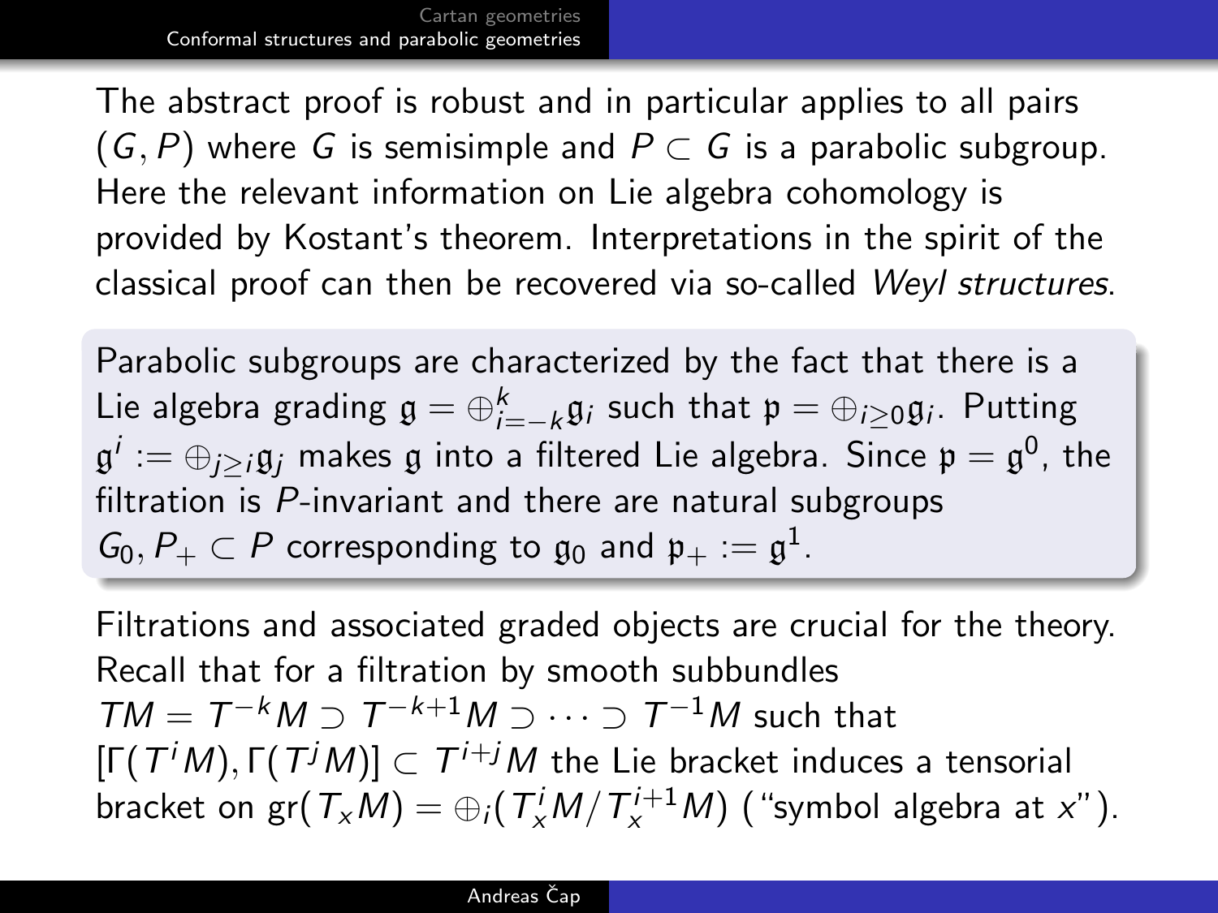The abstract proof is robust and in particular applies to all pairs $(G, P)$ where $G$ is semisimple and $P \subset G$ is a parabolic subgroup. Here the relevant information on Lie algebra cohomology is provided by Kostant's theorem. Interpretations in the spirit of the classical proof can then be recovered via so-called *Weyl structures*.

Parabolic subgroups are characterized by the fact that there is a Lie algebra grading $\mathfrak{g} = \oplus_{i=-k}^{k} \mathfrak{g}_i$ such that $\mathfrak{p} = \oplus_{i \geq 0} \mathfrak{g}_i$. Putting $\mathfrak{g}^i := \oplus_{j \geq i} \mathfrak{g}_j$ makes $\mathfrak{g}$ into a filtered Lie algebra. Since $\mathfrak{p} = \mathfrak{g}^0$, the filtration is $P$-invariant and there are natural subgroups $G_0, P_+ \subset P$ corresponding to $\mathfrak{g}_0$ and $\mathfrak{p}_+ := \mathfrak{g}^1$.

Filtrations and associated graded objects are crucial for the theory. Recall that for a filtration by smooth subbundles $TM = T^{-k}M \supset T^{-k+1}M \supset \cdots \supset T^{-1}M$ such that $[\Gamma(T^iM), \Gamma(T^jM)] \subset T^{i+j}M$ the Lie bracket induces a tensorial bracket on $\operatorname{gr}(T_xM) = \oplus_i (T_x^iM / T_x^{i+1}M)$ ("symbol algebra at $x$").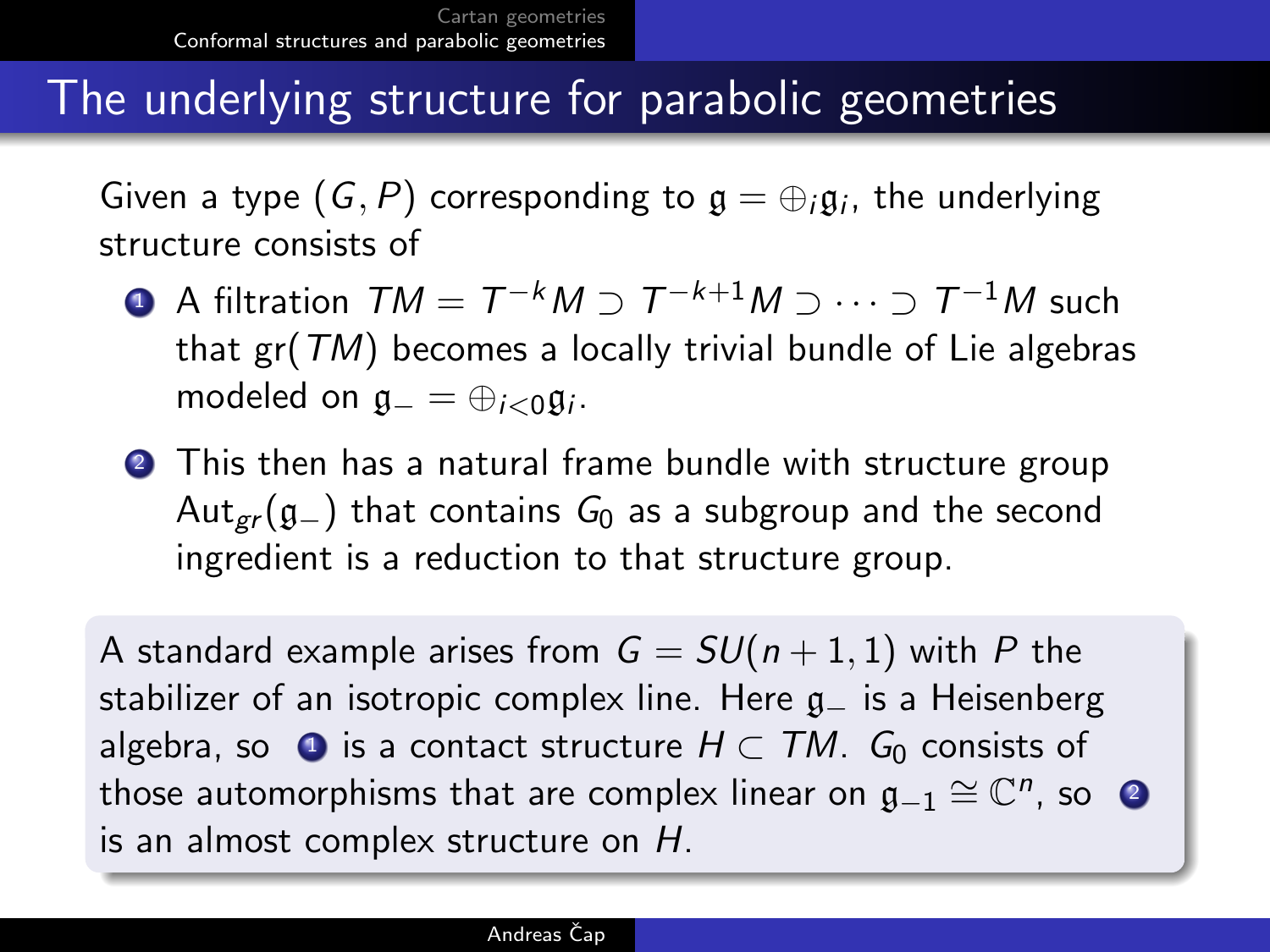## The underlying structure for parabolic geometries

Given a type $(G, P)$ corresponding to $\mathfrak{g} = \oplus_i \mathfrak{g}_i$, the underlying structure consists of

1. A filtration $TM = T^{-k}M \supset T^{-k+1}M \supset \cdots \supset T^{-1}M$ such that $\mathrm{gr}(TM)$ becomes a locally trivial bundle of Lie algebras modeled on $\mathfrak{g}_- = \oplus_{i<0}\mathfrak{g}_i$.
2. This then has a natural frame bundle with structure group $\mathrm{Aut}_{gr}(\mathfrak{g}_-)$ that contains $G_0$ as a subgroup and the second ingredient is a reduction to that structure group.

A standard example arises from $G = SU(n+1, 1)$ with $P$ the stabilizer of an isotropic complex line. Here $\mathfrak{g}_-$ is a Heisenberg algebra, so (1) is a contact structure $H \subset TM$. $G_0$ consists of those automorphisms that are complex linear on $\mathfrak{g}_{-1} \cong \mathbb{C}^n$, so (2) is an almost complex structure on $H$.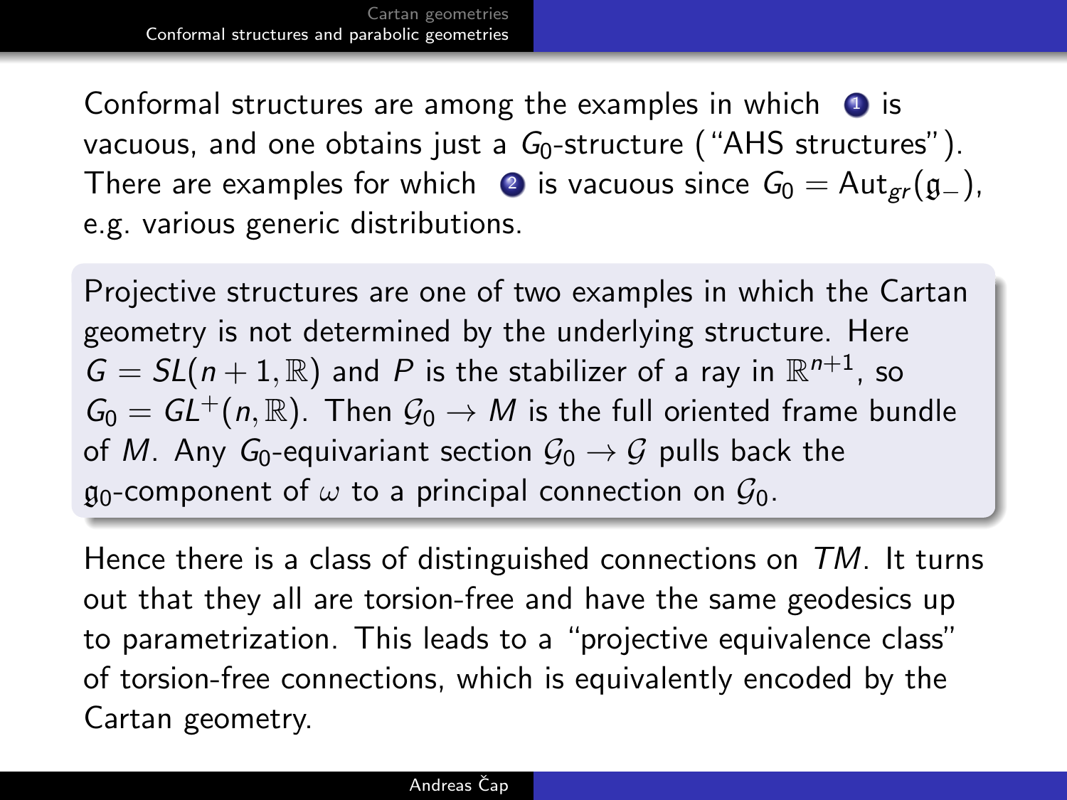Conformal structures are among the examples in which ❶ is vacuous, and one obtains just a $G_0$-structure ("AHS structures"). There are examples for which ❷ is vacuous since $G_0 = \mathrm{Aut}_{gr}(\mathfrak{g}_-)$, e.g. various generic distributions.

> Projective structures are one of two examples in which the Cartan geometry is not determined by the underlying structure. Here $G = SL(n+1, \mathbb{R})$ and $P$ is the stabilizer of a ray in $\mathbb{R}^{n+1}$, so $G_0 = GL^+(n, \mathbb{R})$. Then $\mathcal{G}_0 \to M$ is the full oriented frame bundle of $M$. Any $G_0$-equivariant section $\mathcal{G}_0 \to \mathcal{G}$ pulls back the $\mathfrak{g}_0$-component of $\omega$ to a principal connection on $\mathcal{G}_0$.

Hence there is a class of distinguished connections on $TM$. It turns out that they all are torsion-free and have the same geodesics up to parametrization. This leads to a "projective equivalence class" of torsion-free connections, which is equivalently encoded by the Cartan geometry.